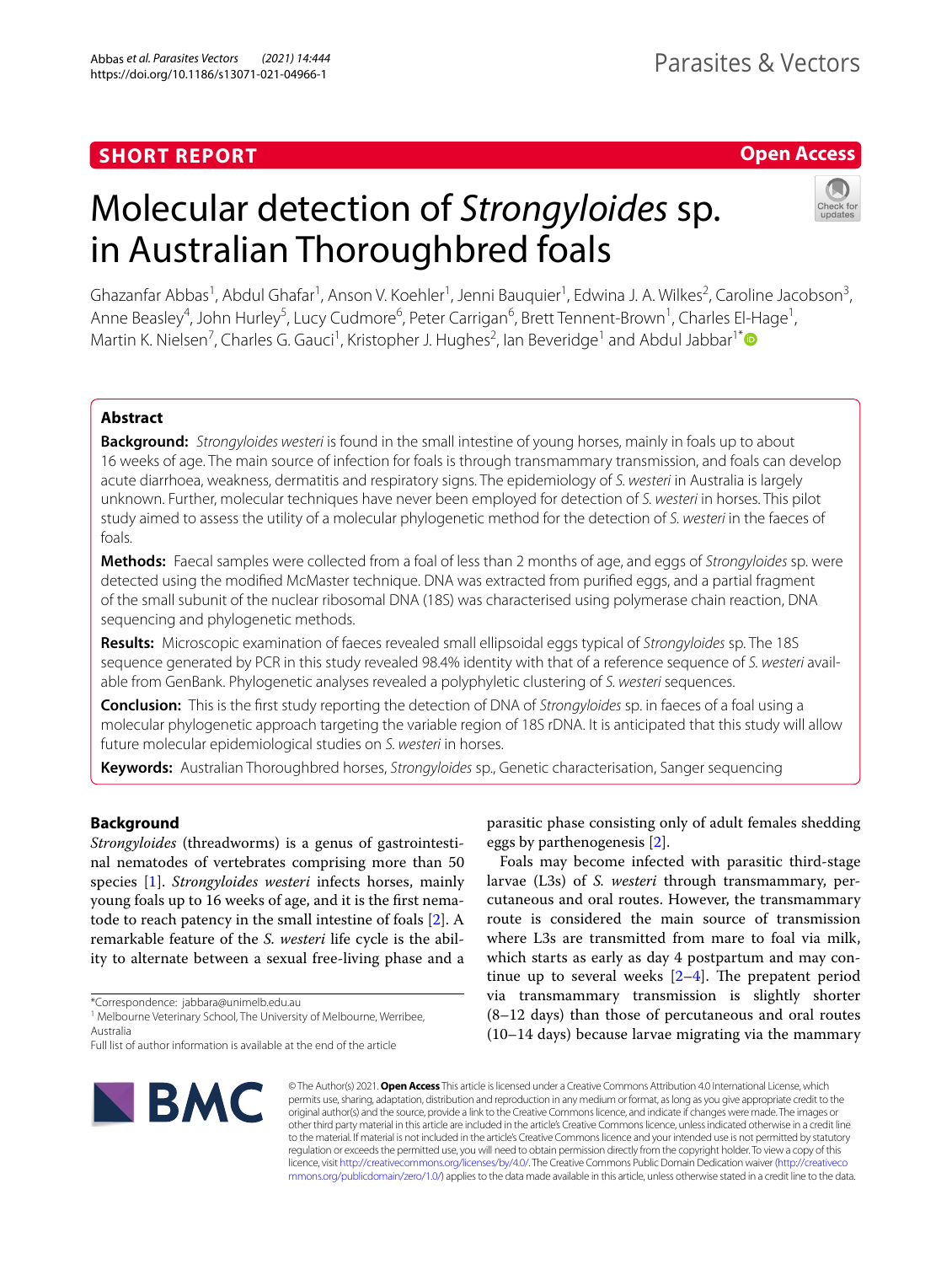SHORT REPORT

Open Access

# Molecular detection of *Strongyloides* sp. in Australian Thoroughbred foals

Ghazanfar Abbas[1], Abdul Ghafar[1], Anson V. Koehler[1], Jenni Bauquier[1], Edwina J. A. Wilkes[2], Caroline Jacobson[3], Anne Beasley[4], John Hurley[5], Lucy Cudmore[6], Peter Carrigan[6], Brett Tennent-Brown[1], Charles El-Hage[1], Martin K. Nielsen[7], Charles G. Gauci[1], Kristopher J. Hughes[2], Ian Beveridge[1] and Abdul Jabbar[1*]

## Abstract

**Background:** *Strongyloides westeri* is found in the small intestine of young horses, mainly in foals up to about 16 weeks of age. The main source of infection for foals is through transmammary transmission, and foals can develop acute diarrhoea, weakness, dermatitis and respiratory signs. The epidemiology of *S. westeri* in Australia is largely unknown. Further, molecular techniques have never been employed for detection of *S. westeri* in horses. This pilot study aimed to assess the utility of a molecular phylogenetic method for the detection of *S. westeri* in the faeces of foals.

**Methods:** Faecal samples were collected from a foal of less than 2 months of age, and eggs of *Strongyloides* sp. were detected using the modified McMaster technique. DNA was extracted from purified eggs, and a partial fragment of the small subunit of the nuclear ribosomal DNA (18S) was characterised using polymerase chain reaction, DNA sequencing and phylogenetic methods.

**Results:** Microscopic examination of faeces revealed small ellipsoidal eggs typical of *Strongyloides* sp. The 18S sequence generated by PCR in this study revealed 98.4% identity with that of a reference sequence of *S. westeri* available from GenBank. Phylogenetic analyses revealed a polyphyletic clustering of *S. westeri* sequences.

**Conclusion:** This is the first study reporting the detection of DNA of *Strongyloides* sp. in faeces of a foal using a molecular phylogenetic approach targeting the variable region of 18S rDNA. It is anticipated that this study will allow future molecular epidemiological studies on *S. westeri* in horses.

**Keywords:** Australian Thoroughbred horses, *Strongyloides* sp., Genetic characterisation, Sanger sequencing

## Background

*Strongyloides* (threadworms) is a genus of gastrointestinal nematodes of vertebrates comprising more than 50 species [1]. *Strongyloides westeri* infects horses, mainly young foals up to 16 weeks of age, and it is the first nematode to reach patency in the small intestine of foals [2]. A remarkable feature of the *S. westeri* life cycle is the ability to alternate between a sexual free-living phase and a parasitic phase consisting only of adult females shedding eggs by parthenogenesis [2].

Foals may become infected with parasitic third-stage larvae (L3s) of *S. westeri* through transmammary, percutaneous and oral routes. However, the transmammary route is considered the main source of transmission where L3s are transmitted from mare to foal via milk, which starts as early as day 4 postpartum and may continue up to several weeks [2–4]. The prepatent period via transmammary transmission is slightly shorter (8–12 days) than those of percutaneous and oral routes (10–14 days) because larvae migrating via the mammary

*Correspondence: jabbara@unimelb.edu.au
[1] Melbourne Veterinary School, The University of Melbourne, Werribee, Australia
Full list of author information is available at the end of the article

© The Author(s) 2021. **Open Access** This article is licensed under a Creative Commons Attribution 4.0 International License, which permits use, sharing, adaptation, distribution and reproduction in any medium or format, as long as you give appropriate credit to the original author(s) and the source, provide a link to the Creative Commons licence, and indicate if changes were made. The images or other third party material in this article are included in the article's Creative Commons licence, unless indicated otherwise in a credit line to the material. If material is not included in the article's Creative Commons licence and your intended use is not permitted by statutory regulation or exceeds the permitted use, you will need to obtain permission directly from the copyright holder. To view a copy of this licence, visit http://creativecommons.org/licenses/by/4.0/. The Creative Commons Public Domain Dedication waiver (http://creativecommons.org/publicdomain/zero/1.0/) applies to the data made available in this article, unless otherwise stated in a credit line to the data.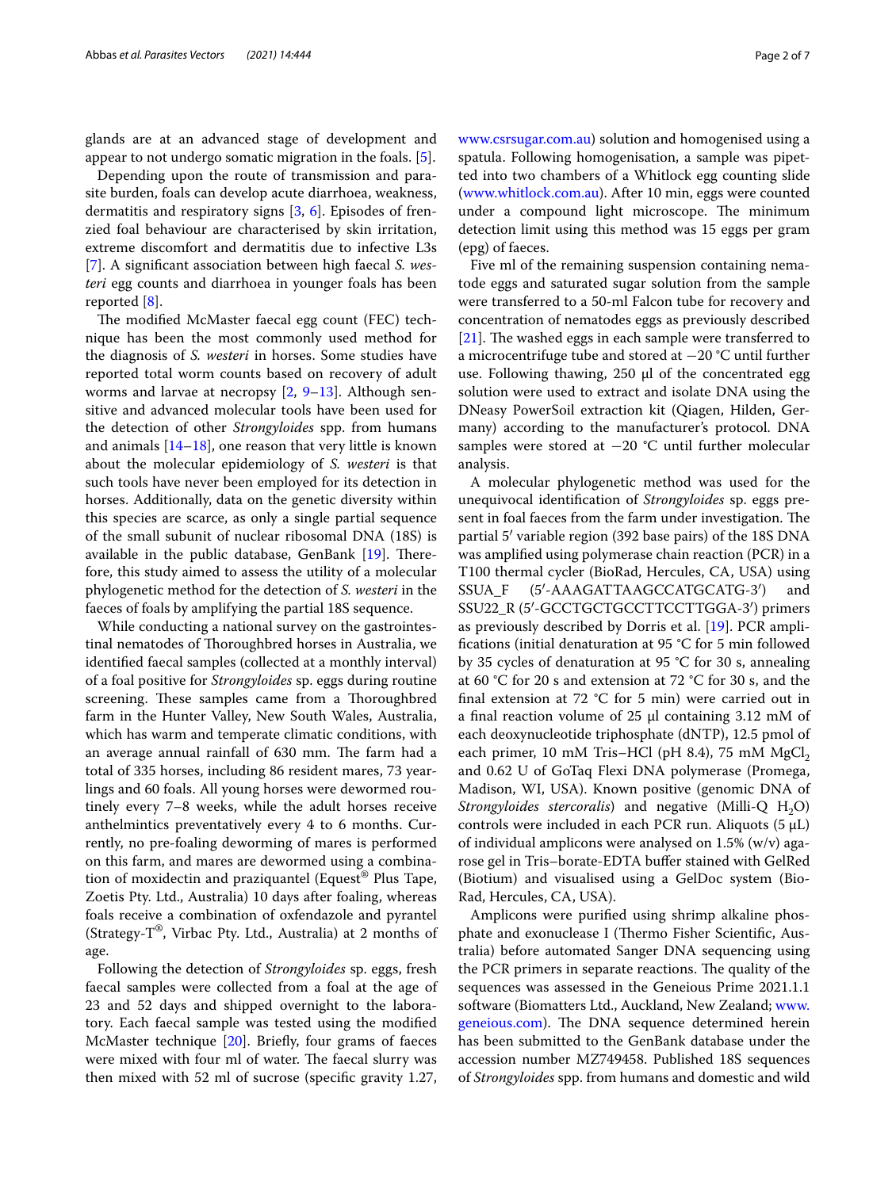glands are at an advanced stage of development and appear to not undergo somatic migration in the foals. [5].

Depending upon the route of transmission and parasite burden, foals can develop acute diarrhoea, weakness, dermatitis and respiratory signs [3, 6]. Episodes of frenzied foal behaviour are characterised by skin irritation, extreme discomfort and dermatitis due to infective L3s [7]. A significant association between high faecal *S. westeri* egg counts and diarrhoea in younger foals has been reported [8].

The modified McMaster faecal egg count (FEC) technique has been the most commonly used method for the diagnosis of *S. westeri* in horses. Some studies have reported total worm counts based on recovery of adult worms and larvae at necropsy [2, 9–13]. Although sensitive and advanced molecular tools have been used for the detection of other *Strongyloides* spp. from humans and animals [14–18], one reason that very little is known about the molecular epidemiology of *S. westeri* is that such tools have never been employed for its detection in horses. Additionally, data on the genetic diversity within this species are scarce, as only a single partial sequence of the small subunit of nuclear ribosomal DNA (18S) is available in the public database, GenBank [19]. Therefore, this study aimed to assess the utility of a molecular phylogenetic method for the detection of *S. westeri* in the faeces of foals by amplifying the partial 18S sequence.

While conducting a national survey on the gastrointestinal nematodes of Thoroughbred horses in Australia, we identified faecal samples (collected at a monthly interval) of a foal positive for *Strongyloides* sp. eggs during routine screening. These samples came from a Thoroughbred farm in the Hunter Valley, New South Wales, Australia, which has warm and temperate climatic conditions, with an average annual rainfall of 630 mm. The farm had a total of 335 horses, including 86 resident mares, 73 yearlings and 60 foals. All young horses were dewormed routinely every 7–8 weeks, while the adult horses receive anthelmintics preventatively every 4 to 6 months. Currently, no pre-foaling deworming of mares is performed on this farm, and mares are dewormed using a combination of moxidectin and praziquantel (Equest® Plus Tape, Zoetis Pty. Ltd., Australia) 10 days after foaling, whereas foals receive a combination of oxfendazole and pyrantel (Strategy-T®, Virbac Pty. Ltd., Australia) at 2 months of age.

Following the detection of *Strongyloides* sp. eggs, fresh faecal samples were collected from a foal at the age of 23 and 52 days and shipped overnight to the laboratory. Each faecal sample was tested using the modified McMaster technique [20]. Briefly, four grams of faeces were mixed with four ml of water. The faecal slurry was then mixed with 52 ml of sucrose (specific gravity 1.27, www.csrsugar.com.au) solution and homogenised using a spatula. Following homogenisation, a sample was pipetted into two chambers of a Whitlock egg counting slide (www.whitlock.com.au). After 10 min, eggs were counted under a compound light microscope. The minimum detection limit using this method was 15 eggs per gram (epg) of faeces.

Five ml of the remaining suspension containing nematode eggs and saturated sugar solution from the sample were transferred to a 50-ml Falcon tube for recovery and concentration of nematodes eggs as previously described [21]. The washed eggs in each sample were transferred to a microcentrifuge tube and stored at −20 °C until further use. Following thawing, 250 µl of the concentrated egg solution were used to extract and isolate DNA using the DNeasy PowerSoil extraction kit (Qiagen, Hilden, Germany) according to the manufacturer's protocol. DNA samples were stored at −20 °C until further molecular analysis.

A molecular phylogenetic method was used for the unequivocal identification of *Strongyloides* sp. eggs present in foal faeces from the farm under investigation. The partial 5′ variable region (392 base pairs) of the 18S DNA was amplified using polymerase chain reaction (PCR) in a T100 thermal cycler (BioRad, Hercules, CA, USA) using SSUA_F (5′-AAAGATTAAGCCATGCATG-3′) and SSU22_R (5′-GCCTGCTGCCTTCCTTGGA-3′) primers as previously described by Dorris et al. [19]. PCR amplifications (initial denaturation at 95 °C for 5 min followed by 35 cycles of denaturation at 95 °C for 30 s, annealing at 60 °C for 20 s and extension at 72 °C for 30 s, and the final extension at 72 °C for 5 min) were carried out in a final reaction volume of 25 µl containing 3.12 mM of each deoxynucleotide triphosphate (dNTP), 12.5 pmol of each primer, 10 mM Tris–HCl (pH 8.4), 75 mM $MgCl_2$ and 0.62 U of GoTaq Flexi DNA polymerase (Promega, Madison, WI, USA). Known positive (genomic DNA of *Strongyloides stercoralis*) and negative (Milli-Q $H_2O$) controls were included in each PCR run. Aliquots (5 µL) of individual amplicons were analysed on 1.5% (w/v) agarose gel in Tris–borate-EDTA buffer stained with GelRed (Biotium) and visualised using a GelDoc system (Bio-Rad, Hercules, CA, USA).

Amplicons were purified using shrimp alkaline phosphate and exonuclease I (Thermo Fisher Scientific, Australia) before automated Sanger DNA sequencing using the PCR primers in separate reactions. The quality of the sequences was assessed in the Geneious Prime 2021.1.1 software (Biomatters Ltd., Auckland, New Zealand; www.geneious.com). The DNA sequence determined herein has been submitted to the GenBank database under the accession number MZ749458. Published 18S sequences of *Strongyloides* spp. from humans and domestic and wild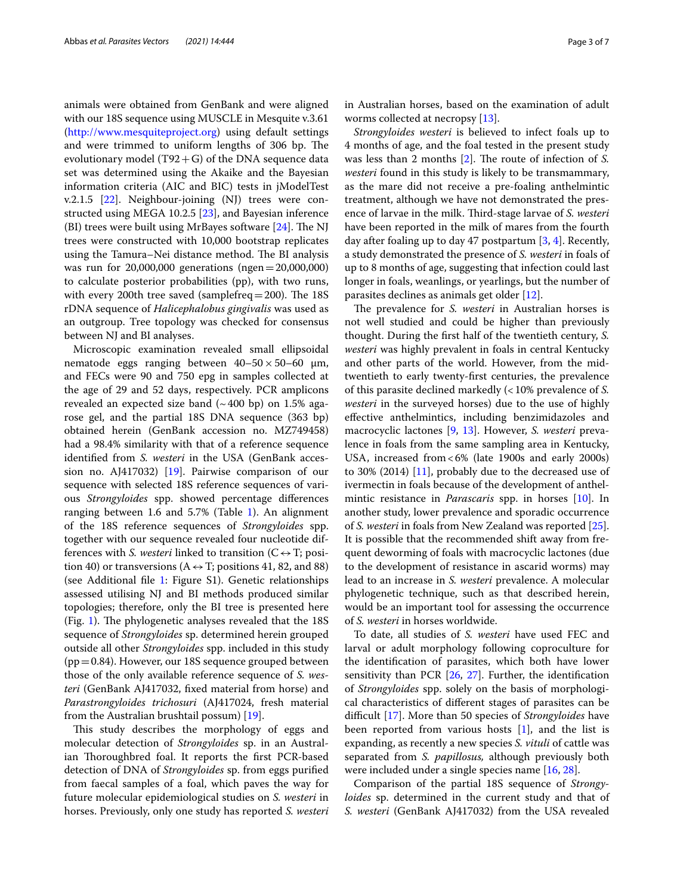animals were obtained from GenBank and were aligned with our 18S sequence using MUSCLE in Mesquite v.3.61 (http://www.mesquiteproject.org) using default settings and were trimmed to uniform lengths of 306 bp. The evolutionary model (T92 + G) of the DNA sequence data set was determined using the Akaike and the Bayesian information criteria (AIC and BIC) tests in jModelTest v.2.1.5 [22]. Neighbour-joining (NJ) trees were constructed using MEGA 10.2.5 [23], and Bayesian inference (BI) trees were built using MrBayes software [24]. The NJ trees were constructed with 10,000 bootstrap replicates using the Tamura–Nei distance method. The BI analysis was run for 20,000,000 generations (ngen = 20,000,000) to calculate posterior probabilities (pp), with two runs, with every 200th tree saved (samplefreq = 200). The 18S rDNA sequence of *Halicephalobus gingivalis* was used as an outgroup. Tree topology was checked for consensus between NJ and BI analyses.

Microscopic examination revealed small ellipsoidal nematode eggs ranging between 40–50 × 50–60 µm, and FECs were 90 and 750 epg in samples collected at the age of 29 and 52 days, respectively. PCR amplicons revealed an expected size band (~ 400 bp) on 1.5% agarose gel, and the partial 18S DNA sequence (363 bp) obtained herein (GenBank accession no. MZ749458) had a 98.4% similarity with that of a reference sequence identified from *S. westeri* in the USA (GenBank accession no. AJ417032) [19]. Pairwise comparison of our sequence with selected 18S reference sequences of various *Strongyloides* spp. showed percentage differences ranging between 1.6 and 5.7% (Table 1). An alignment of the 18S reference sequences of *Strongyloides* spp. together with our sequence revealed four nucleotide differences with *S. westeri* linked to transition (C ↔ T; position 40) or transversions (A ↔ T; positions 41, 82, and 88) (see Additional file 1: Figure S1). Genetic relationships assessed utilising NJ and BI methods produced similar topologies; therefore, only the BI tree is presented here (Fig. 1). The phylogenetic analyses revealed that the 18S sequence of *Strongyloides* sp. determined herein grouped outside all other *Strongyloides* spp. included in this study (pp = 0.84). However, our 18S sequence grouped between those of the only available reference sequence of *S. westeri* (GenBank AJ417032, fixed material from horse) and *Parastrongyloides trichosuri* (AJ417024, fresh material from the Australian brushtail possum) [19].

This study describes the morphology of eggs and molecular detection of *Strongyloides* sp. in an Australian Thoroughbred foal. It reports the first PCR-based detection of DNA of *Strongyloides* sp. from eggs purified from faecal samples of a foal, which paves the way for future molecular epidemiological studies on *S. westeri* in horses. Previously, only one study has reported *S. westeri* in Australian horses, based on the examination of adult worms collected at necropsy [13].

*Strongyloides westeri* is believed to infect foals up to 4 months of age, and the foal tested in the present study was less than 2 months [2]. The route of infection of *S. westeri* found in this study is likely to be transmammary, as the mare did not receive a pre-foaling anthelmintic treatment, although we have not demonstrated the presence of larvae in the milk. Third-stage larvae of *S. westeri* have been reported in the milk of mares from the fourth day after foaling up to day 47 postpartum [3, 4]. Recently, a study demonstrated the presence of *S. westeri* in foals of up to 8 months of age, suggesting that infection could last longer in foals, weanlings, or yearlings, but the number of parasites declines as animals get older [12].

The prevalence for *S. westeri* in Australian horses is not well studied and could be higher than previously thought. During the first half of the twentieth century, *S. westeri* was highly prevalent in foals in central Kentucky and other parts of the world. However, from the mid-twentieth to early twenty-first centuries, the prevalence of this parasite declined markedly (< 10% prevalence of *S. westeri* in the surveyed horses) due to the use of highly effective anthelmintics, including benzimidazoles and macrocyclic lactones [9, 13]. However, *S. westeri* prevalence in foals from the same sampling area in Kentucky, USA, increased from < 6% (late 1900s and early 2000s) to 30% (2014) [11], probably due to the decreased use of ivermectin in foals because of the development of anthelmintic resistance in *Parascaris* spp. in horses [10]. In another study, lower prevalence and sporadic occurrence of *S. westeri* in foals from New Zealand was reported [25]. It is possible that the recommended shift away from frequent deworming of foals with macrocyclic lactones (due to the development of resistance in ascarid worms) may lead to an increase in *S. westeri* prevalence. A molecular phylogenetic technique, such as that described herein, would be an important tool for assessing the occurrence of *S. westeri* in horses worldwide.

To date, all studies of *S. westeri* have used FEC and larval or adult morphology following coproculture for the identification of parasites, which both have lower sensitivity than PCR [26, 27]. Further, the identification of *Strongyloides* spp. solely on the basis of morphological characteristics of different stages of parasites can be difficult [17]. More than 50 species of *Strongyloides* have been reported from various hosts [1], and the list is expanding, as recently a new species *S. vituli* of cattle was separated from *S. papillosus,* although previously both were included under a single species name [16, 28].

Comparison of the partial 18S sequence of *Strongyloides* sp. determined in the current study and that of *S. westeri* (GenBank AJ417032) from the USA revealed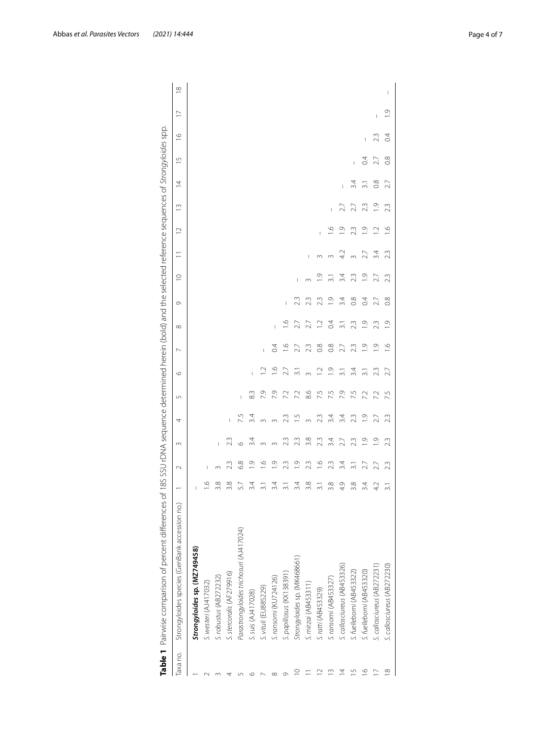**Table 1** Pairwise comparison of percent differences of 18S SSU rDNA sequence determined herein (bold) and the selected reference sequences of *Strongyloides* spp.

| Taxa no. | Strongyloides species (GenBank accession no.) | 1 | 2 | 3 | 4 | 5 | 6 | 7 | 8 | 9 | 10 | 11 | 12 | 13 | 14 | 15 | 16 | 17 | 18 |
|---|---|---|---|---|---|---|---|---|---|---|---|---|---|---|---|---|---|---|---|
| 1 | ***Strongyloides* sp. (MZ749458)** | – | | | | | | | | | | | | | | | | | |
| 2 | *S. westeri* (AJ417032) | 1.6 | – | | | | | | | | | | | | | | | | |
| 3 | *S. robustus* (AB272232) | 3.8 | 3 | – | | | | | | | | | | | | | | | |
| 4 | *S. stercoralis* (AF279916) | 3.8 | 2.3 | 2.3 | – | | | | | | | | | | | | | | |
| 5 | *Parastrongyloides trichosuri* (AJ417024) | 5.7 | 6.8 | 6 | 7.5 | – | | | | | | | | | | | | | |
| 6 | *S. suis* (AJ417028) | 3.4 | 1.9 | 3.4 | 3.4 | 8.3 | – | | | | | | | | | | | | |
| 7 | *S. vituli* (EU885229) | 3.1 | 1.6 | 3 | 3 | 7.9 | 1.2 | – | | | | | | | | | | | |
| 8 | *S. ransomi* (KU724126) | 3.4 | 1.9 | 3 | 3 | 7.9 | 1.6 | 0.4 | – | | | | | | | | | | |
| 9 | *S. papillosus* (KX138391) | 3.1 | 2.3 | 2.3 | 2.3 | 7.2 | 2.7 | 1.6 | 1.6 | – | | | | | | | | | |
| 10 | *Strongyloides* sp. (MK468661) | 3.4 | 1.9 | 2.3 | 1.5 | 7.2 | 3.1 | 2.7 | 2.7 | 2.3 | – | | | | | | | | |
| 11 | *S. mirzai* (AB453311) | 3.8 | 2.3 | 3.8 | 3 | 8.6 | 3 | 2.3 | 2.7 | 2.3 | 3 | – | | | | | | | |
| 12 | *S. ratti* (AB453329) | 3.1 | 1.6 | 2.3 | 2.3 | 7.5 | 1.2 | 0.8 | 1.2 | 2.3 | 1.9 | 3 | – | | | | | | |
| 13 | *S. ransomi* (AB453327) | 3.8 | 2.3 | 3.4 | 3.4 | 7.5 | 1.9 | 0.8 | 0.4 | 1.9 | 3.1 | 3 | 1.6 | – | | | | | |
| 14 | *S. callosciureus* (AB453326) | 4.9 | 3.4 | 2.7 | 3.4 | 7.9 | 3.1 | 2.7 | 3.1 | 3.4 | 3.4 | 4.2 | 1.9 | 2.7 | – | | | | |
| 15 | *S. fuelleborni* (AB453322) | 3.8 | 3.1 | 2.3 | 2.3 | 7.5 | 3.4 | 2.3 | 2.3 | 0.8 | 2.3 | 3 | 2.3 | 2.7 | 3.4 | – | | | |
| 16 | *S. fuelleborni* (AB453320) | 3.4 | 2.7 | 1.9 | 1.9 | 7.2 | 3.1 | 1.9 | 1.9 | 0.4 | 1.9 | 2.7 | 1.9 | 2.3 | 3.1 | 0.4 | – | | |
| 17 | *S. callosciureus* (AB272231) | 4.2 | 2.7 | 1.9 | 2.7 | 7.2 | 2.3 | 1.9 | 2.3 | 2.7 | 2.7 | 3.4 | 1.2 | 1.9 | 0.8 | 2.7 | 2.3 | – | |
| 18 | *S. callosciureus* (AB272230) | 3.1 | 2.3 | 2.3 | 2.3 | 7.5 | 2.7 | 1.6 | 1.9 | 0.8 | 2.3 | 2.3 | 1.6 | 2.3 | 2.7 | 0.8 | 0.4 | 1.9 | – |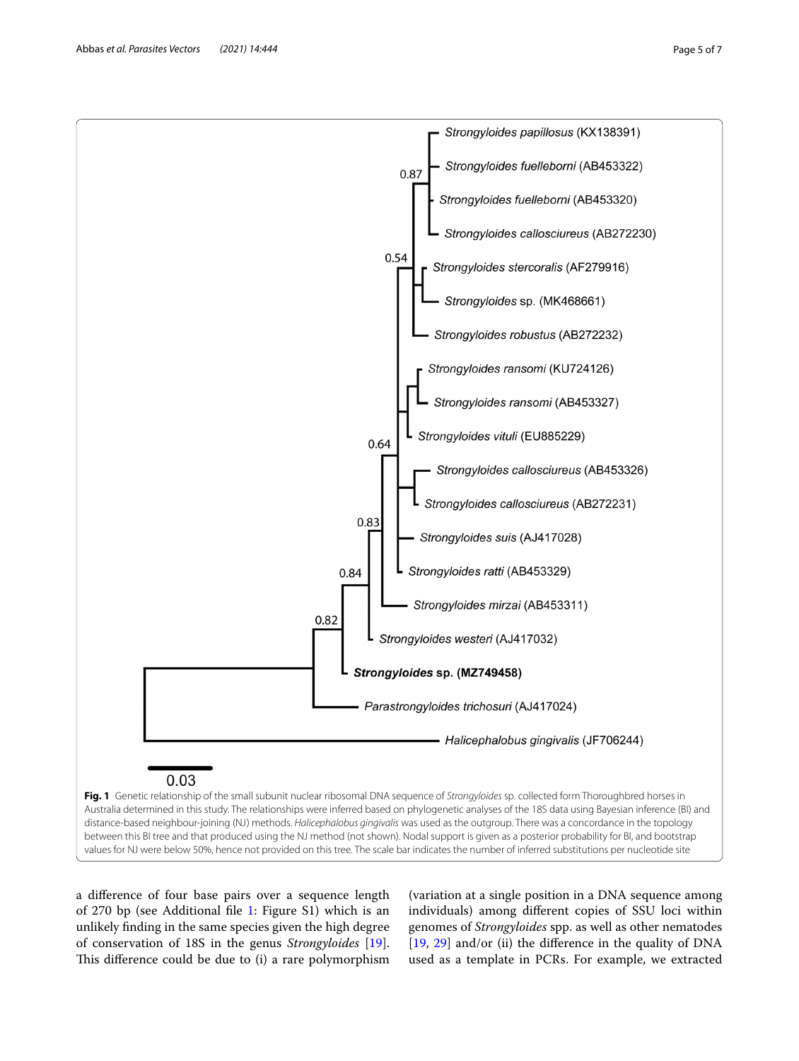**Fig. 1** Genetic relationship of the small subunit nuclear ribosomal DNA sequence of *Strongyloides* sp. collected form Thoroughbred horses in Australia determined in this study. The relationships were inferred based on phylogenetic analyses of the 18S data using Bayesian inference (BI) and distance-based neighbour-joining (NJ) methods. *Halicephalobus gingivalis* was used as the outgroup. There was a concordance in the topology between this BI tree and that produced using the NJ method (not shown). Nodal support is given as a posterior probability for BI, and bootstrap values for NJ were below 50%, hence not provided on this tree. The scale bar indicates the number of inferred substitutions per nucleotide site

a difference of four base pairs over a sequence length of 270 bp (see Additional file 1: Figure S1) which is an unlikely finding in the same species given the high degree of conservation of 18S in the genus *Strongyloides* [19]. This difference could be due to (i) a rare polymorphism (variation at a single position in a DNA sequence among individuals) among different copies of SSU loci within genomes of *Strongyloides* spp. as well as other nematodes [19, 29] and/or (ii) the difference in the quality of DNA used as a template in PCRs. For example, we extracted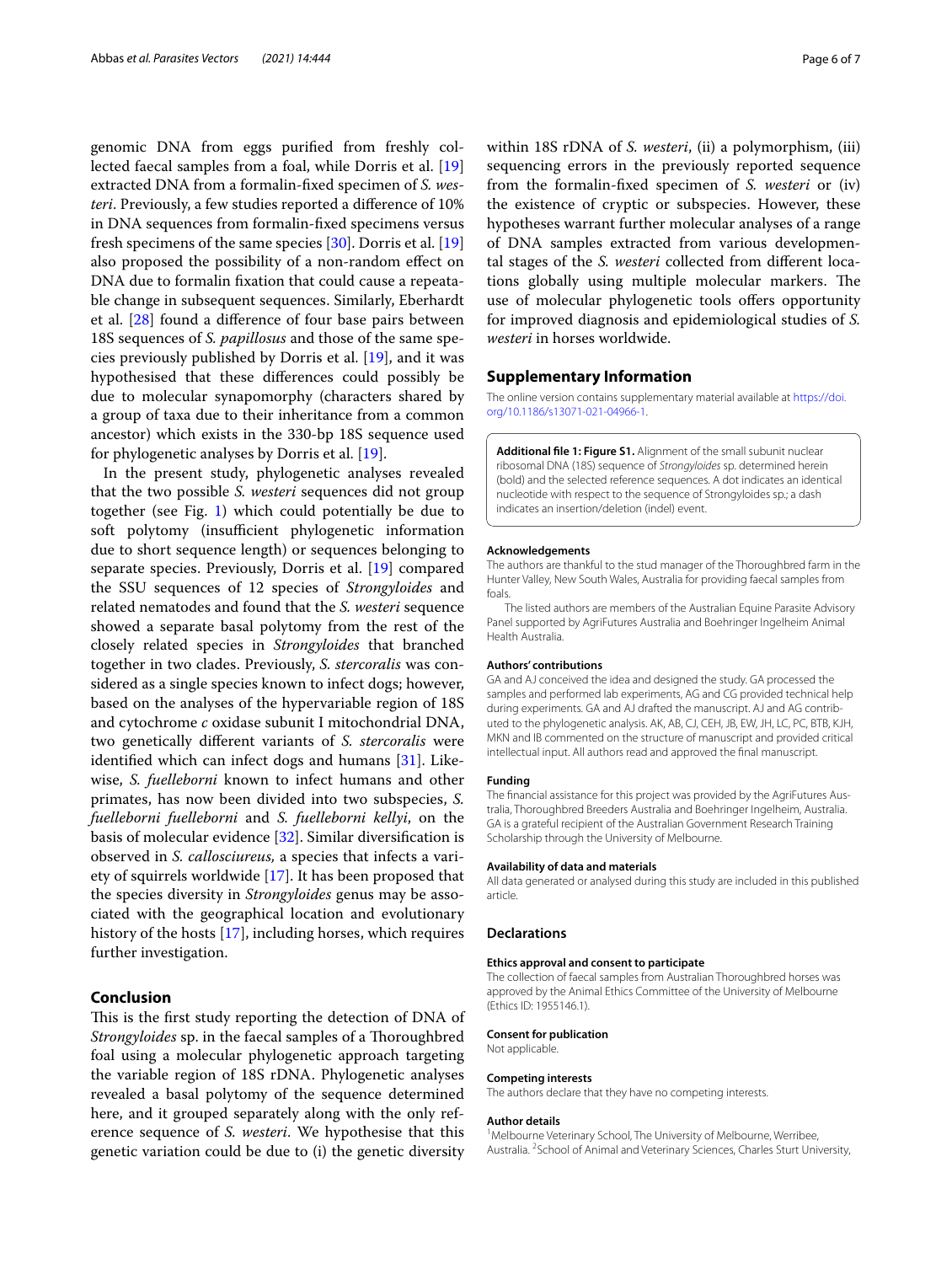genomic DNA from eggs purified from freshly collected faecal samples from a foal, while Dorris et al. [19] extracted DNA from a formalin-fixed specimen of *S. westeri*. Previously, a few studies reported a difference of 10% in DNA sequences from formalin-fixed specimens versus fresh specimens of the same species [30]. Dorris et al. [19] also proposed the possibility of a non-random effect on DNA due to formalin fixation that could cause a repeatable change in subsequent sequences. Similarly, Eberhardt et al. [28] found a difference of four base pairs between 18S sequences of *S. papillosus* and those of the same species previously published by Dorris et al. [19], and it was hypothesised that these differences could possibly be due to molecular synapomorphy (characters shared by a group of taxa due to their inheritance from a common ancestor) which exists in the 330-bp 18S sequence used for phylogenetic analyses by Dorris et al. [19].

In the present study, phylogenetic analyses revealed that the two possible *S. westeri* sequences did not group together (see Fig. 1) which could potentially be due to soft polytomy (insufficient phylogenetic information due to short sequence length) or sequences belonging to separate species. Previously, Dorris et al. [19] compared the SSU sequences of 12 species of *Strongyloides* and related nematodes and found that the *S. westeri* sequence showed a separate basal polytomy from the rest of the closely related species in *Strongyloides* that branched together in two clades. Previously, *S. stercoralis* was considered as a single species known to infect dogs; however, based on the analyses of the hypervariable region of 18S and cytochrome *c* oxidase subunit I mitochondrial DNA, two genetically different variants of *S. stercoralis* were identified which can infect dogs and humans [31]. Likewise, *S. fuelleborni* known to infect humans and other primates, has now been divided into two subspecies, *S. fuelleborni fuelleborni* and *S. fuelleborni kellyi*, on the basis of molecular evidence [32]. Similar diversification is observed in *S. callosciureus*, a species that infects a variety of squirrels worldwide [17]. It has been proposed that the species diversity in *Strongyloides* genus may be associated with the geographical location and evolutionary history of the hosts [17], including horses, which requires further investigation.

## Conclusion

This is the first study reporting the detection of DNA of *Strongyloides* sp. in the faecal samples of a Thoroughbred foal using a molecular phylogenetic approach targeting the variable region of 18S rDNA. Phylogenetic analyses revealed a basal polytomy of the sequence determined here, and it grouped separately along with the only reference sequence of *S. westeri*. We hypothesise that this genetic variation could be due to (i) the genetic diversity within 18S rDNA of *S. westeri*, (ii) a polymorphism, (iii) sequencing errors in the previously reported sequence from the formalin-fixed specimen of *S. westeri* or (iv) the existence of cryptic or subspecies. However, these hypotheses warrant further molecular analyses of a range of DNA samples extracted from various developmental stages of the *S. westeri* collected from different locations globally using multiple molecular markers. The use of molecular phylogenetic tools offers opportunity for improved diagnosis and epidemiological studies of *S. westeri* in horses worldwide.

## Supplementary Information

The online version contains supplementary material available at https://doi.org/10.1186/s13071-021-04966-1.

**Additional file 1: Figure S1.** Alignment of the small subunit nuclear ribosomal DNA (18S) sequence of *Strongyloides* sp. determined herein (bold) and the selected reference sequences. A dot indicates an identical nucleotide with respect to the sequence of Strongyloides sp.; a dash indicates an insertion/deletion (indel) event.

### Acknowledgements

The authors are thankful to the stud manager of the Thoroughbred farm in the Hunter Valley, New South Wales, Australia for providing faecal samples from foals.

The listed authors are members of the Australian Equine Parasite Advisory Panel supported by AgriFutures Australia and Boehringer Ingelheim Animal Health Australia.

### Authors' contributions

GA and AJ conceived the idea and designed the study. GA processed the samples and performed lab experiments, AG and CG provided technical help during experiments. GA and AJ drafted the manuscript. AJ and AG contributed to the phylogenetic analysis. AK, AB, CJ, CEH, JB, EW, JH, LC, PC, BTB, KJH, MKN and IB commented on the structure of manuscript and provided critical intellectual input. All authors read and approved the final manuscript.

### Funding

The financial assistance for this project was provided by the AgriFutures Australia, Thoroughbred Breeders Australia and Boehringer Ingelheim, Australia. GA is a grateful recipient of the Australian Government Research Training Scholarship through the University of Melbourne.

### Availability of data and materials

All data generated or analysed during this study are included in this published article.

## Declarations

### Ethics approval and consent to participate

The collection of faecal samples from Australian Thoroughbred horses was approved by the Animal Ethics Committee of the University of Melbourne (Ethics ID: 1955146.1).

### Consent for publication

Not applicable.

### Competing interests

The authors declare that they have no competing interests.

### Author details

[1] Melbourne Veterinary School, The University of Melbourne, Werribee, Australia. [2] School of Animal and Veterinary Sciences, Charles Sturt University,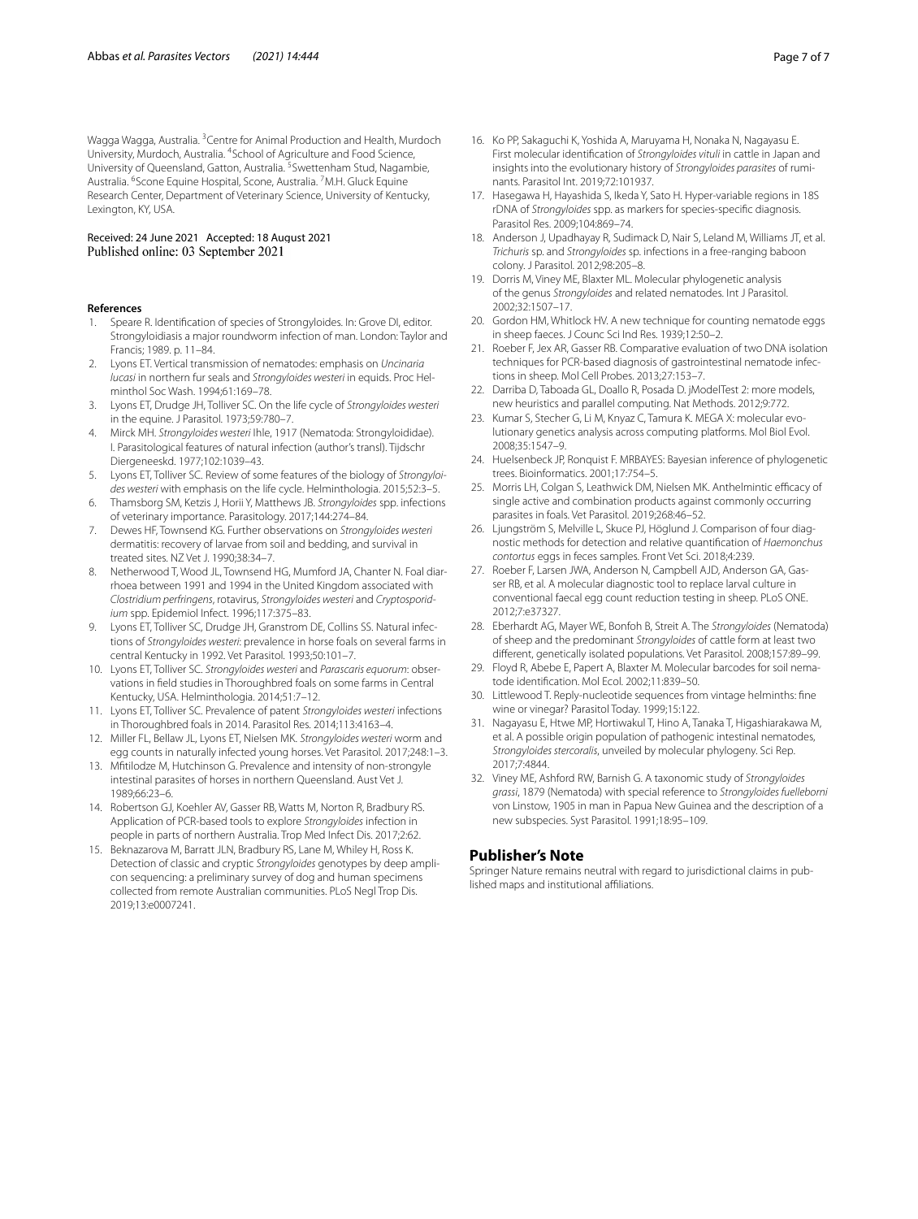Wagga Wagga, Australia. [3]Centre for Animal Production and Health, Murdoch University, Murdoch, Australia. [4]School of Agriculture and Food Science, University of Queensland, Gatton, Australia. [5]Swettenham Stud, Nagambie, Australia. [6]Scone Equine Hospital, Scone, Australia. [7]M.H. Gluck Equine Research Center, Department of Veterinary Science, University of Kentucky, Lexington, KY, USA.

Received: 24 June 2021 Accepted: 18 August 2021
Published online: 03 September 2021

### References

1. Speare R. Identification of species of Strongyloides. In: Grove DI, editor. Strongyloidiasis a major roundworm infection of man. London: Taylor and Francis; 1989. p. 11–84.
2. Lyons ET. Vertical transmission of nematodes: emphasis on *Uncinaria lucasi* in northern fur seals and *Strongyloides westeri* in equids. Proc Helminthol Soc Wash. 1994;61:169–78.
3. Lyons ET, Drudge JH, Tolliver SC. On the life cycle of *Strongyloides westeri* in the equine. J Parasitol. 1973;59:780–7.
4. Mirck MH. *Strongyloides westeri* Ihle, 1917 (Nematoda: Strongyloididae). I. Parasitological features of natural infection (author's transl). Tijdschr Diergeneeskd. 1977;102:1039–43.
5. Lyons ET, Tolliver SC. Review of some features of the biology of *Strongyloides westeri* with emphasis on the life cycle. Helminthologia. 2015;52:3–5.
6. Thamsborg SM, Ketzis J, Horii Y, Matthews JB. *Strongyloides* spp. infections of veterinary importance. Parasitology. 2017;144:274–84.
7. Dewes HF, Townsend KG. Further observations on *Strongyloides westeri* dermatitis: recovery of larvae from soil and bedding, and survival in treated sites. NZ Vet J. 1990;38:34–7.
8. Netherwood T, Wood JL, Townsend HG, Mumford JA, Chanter N. Foal diarrhoea between 1991 and 1994 in the United Kingdom associated with *Clostridium perfringens*, rotavirus, *Strongyloides westeri* and *Cryptosporidium* spp. Epidemiol Infect. 1996;117:375–83.
9. Lyons ET, Tolliver SC, Drudge JH, Granstrom DE, Collins SS. Natural infections of *Strongyloides westeri*: prevalence in horse foals on several farms in central Kentucky in 1992. Vet Parasitol. 1993;50:101–7.
10. Lyons ET, Tolliver SC. *Strongyloides westeri* and *Parascaris equorum*: observations in field studies in Thoroughbred foals on some farms in Central Kentucky, USA. Helminthologia. 2014;51:7–12.
11. Lyons ET, Tolliver SC. Prevalence of patent *Strongyloides westeri* infections in Thoroughbred foals in 2014. Parasitol Res. 2014;113:4163–4.
12. Miller FL, Bellaw JL, Lyons ET, Nielsen MK. *Strongyloides westeri* worm and egg counts in naturally infected young horses. Vet Parasitol. 2017;248:1–3.
13. Mfitilodze M, Hutchinson G. Prevalence and intensity of non-strongyle intestinal parasites of horses in northern Queensland. Aust Vet J. 1989;66:23–6.
14. Robertson GJ, Koehler AV, Gasser RB, Watts M, Norton R, Bradbury RS. Application of PCR-based tools to explore *Strongyloides* infection in people in parts of northern Australia. Trop Med Infect Dis. 2017;2:62.
15. Beknazarova M, Barratt JLN, Bradbury RS, Lane M, Whiley H, Ross K. Detection of classic and cryptic *Strongyloides* genotypes by deep amplicon sequencing: a preliminary survey of dog and human specimens collected from remote Australian communities. PLoS Negl Trop Dis. 2019;13:e0007241.
16. Ko PP, Sakaguchi K, Yoshida A, Maruyama H, Nonaka N, Nagayasu E. First molecular identification of *Strongyloides vituli* in cattle in Japan and insights into the evolutionary history of *Strongyloides parasites* of ruminants. Parasitol Int. 2019;72:101937.
17. Hasegawa H, Hayashida S, Ikeda Y, Sato H. Hyper-variable regions in 18S rDNA of *Strongyloides* spp. as markers for species-specific diagnosis. Parasitol Res. 2009;104:869–74.
18. Anderson J, Upadhayay R, Sudimack D, Nair S, Leland M, Williams JT, et al. *Trichuris* sp. and *Strongyloides* sp. infections in a free-ranging baboon colony. J Parasitol. 2012;98:205–8.
19. Dorris M, Viney ME, Blaxter ML. Molecular phylogenetic analysis of the genus *Strongyloides* and related nematodes. Int J Parasitol. 2002;32:1507–17.
20. Gordon HM, Whitlock HV. A new technique for counting nematode eggs in sheep faeces. J Counc Sci Ind Res. 1939;12:50–2.
21. Roeber F, Jex AR, Gasser RB. Comparative evaluation of two DNA isolation techniques for PCR-based diagnosis of gastrointestinal nematode infections in sheep. Mol Cell Probes. 2013;27:153–7.
22. Darriba D, Taboada GL, Doallo R, Posada D. jModelTest 2: more models, new heuristics and parallel computing. Nat Methods. 2012;9:772.
23. Kumar S, Stecher G, Li M, Knyaz C, Tamura K. MEGA X: molecular evolutionary genetics analysis across computing platforms. Mol Biol Evol. 2008;35:1547–9.
24. Huelsenbeck JP, Ronquist F. MRBAYES: Bayesian inference of phylogenetic trees. Bioinformatics. 2001;17:754–5.
25. Morris LH, Colgan S, Leathwick DM, Nielsen MK. Anthelmintic efficacy of single active and combination products against commonly occurring parasites in foals. Vet Parasitol. 2019;268:46–52.
26. Ljungström S, Melville L, Skuce PJ, Höglund J. Comparison of four diagnostic methods for detection and relative quantification of *Haemonchus contortus* eggs in feces samples. Front Vet Sci. 2018;4:239.
27. Roeber F, Larsen JWA, Anderson N, Campbell AJD, Anderson GA, Gasser RB, et al. A molecular diagnostic tool to replace larval culture in conventional faecal egg count reduction testing in sheep. PLoS ONE. 2012;7:e37327.
28. Eberhardt AG, Mayer WE, Bonfoh B, Streit A. The *Strongyloides* (Nematoda) of sheep and the predominant *Strongyloides* of cattle form at least two different, genetically isolated populations. Vet Parasitol. 2008;157:89–99.
29. Floyd R, Abebe E, Papert A, Blaxter M. Molecular barcodes for soil nematode identification. Mol Ecol. 2002;11:839–50.
30. Littlewood T. Reply-nucleotide sequences from vintage helminths: fine wine or vinegar? Parasitol Today. 1999;15:122.
31. Nagayasu E, Htwe MP, Hortiwakul T, Hino A, Tanaka T, Higashiarakawa M, et al. A possible origin population of pathogenic intestinal nematodes, *Strongyloides stercoralis*, unveiled by molecular phylogeny. Sci Rep. 2017;7:4844.
32. Viney ME, Ashford RW, Barnish G. A taxonomic study of *Strongyloides grassi*, 1879 (Nematoda) with special reference to *Strongyloides fuelleborni* von Linstow, 1905 in man in Papua New Guinea and the description of a new subspecies. Syst Parasitol. 1991;18:95–109.

## Publisher's Note

Springer Nature remains neutral with regard to jurisdictional claims in published maps and institutional affiliations.